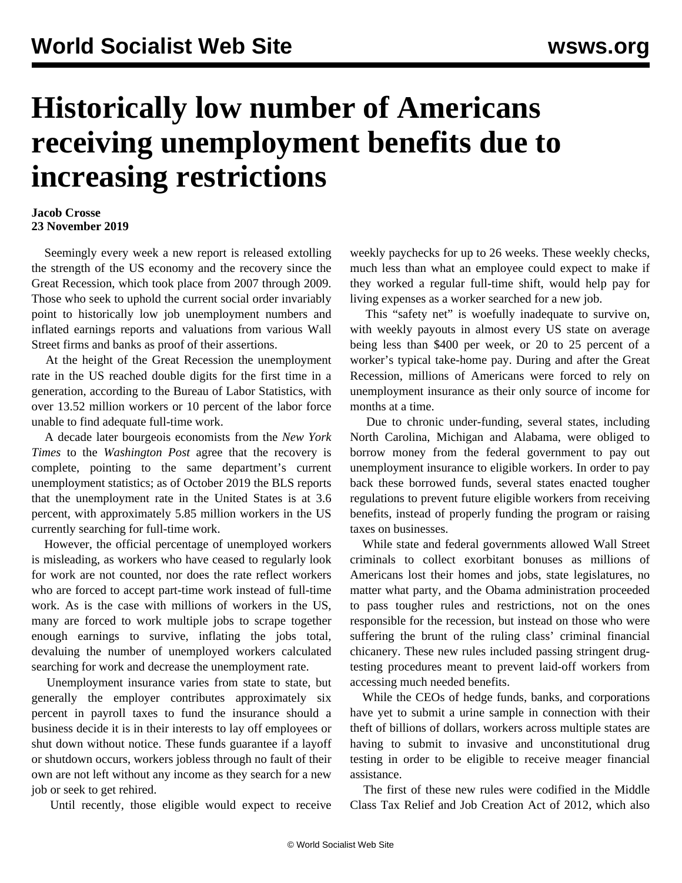# Historically low number of Americans receiving unemployment benefits due to increasing restrictions

**Jacob Crosse**
**23 November 2019**

Seemingly every week a new report is released extolling the strength of the US economy and the recovery since the Great Recession, which took place from 2007 through 2009. Those who seek to uphold the current social order invariably point to historically low job unemployment numbers and inflated earnings reports and valuations from various Wall Street firms and banks as proof of their assertions.

At the height of the Great Recession the unemployment rate in the US reached double digits for the first time in a generation, according to the Bureau of Labor Statistics, with over 13.52 million workers or 10 percent of the labor force unable to find adequate full-time work.

A decade later bourgeois economists from the *New York Times* to the *Washington Post* agree that the recovery is complete, pointing to the same department's current unemployment statistics; as of October 2019 the BLS reports that the unemployment rate in the United States is at 3.6 percent, with approximately 5.85 million workers in the US currently searching for full-time work.

However, the official percentage of unemployed workers is misleading, as workers who have ceased to regularly look for work are not counted, nor does the rate reflect workers who are forced to accept part-time work instead of full-time work. As is the case with millions of workers in the US, many are forced to work multiple jobs to scrape together enough earnings to survive, inflating the jobs total, devaluing the number of unemployed workers calculated searching for work and decrease the unemployment rate.

Unemployment insurance varies from state to state, but generally the employer contributes approximately six percent in payroll taxes to fund the insurance should a business decide it is in their interests to lay off employees or shut down without notice. These funds guarantee if a layoff or shutdown occurs, workers jobless through no fault of their own are not left without any income as they search for a new job or seek to get rehired.

Until recently, those eligible would expect to receive weekly paychecks for up to 26 weeks. These weekly checks, much less than what an employee could expect to make if they worked a regular full-time shift, would help pay for living expenses as a worker searched for a new job.

This "safety net" is woefully inadequate to survive on, with weekly payouts in almost every US state on average being less than $400 per week, or 20 to 25 percent of a worker's typical take-home pay. During and after the Great Recession, millions of Americans were forced to rely on unemployment insurance as their only source of income for months at a time.

Due to chronic under-funding, several states, including North Carolina, Michigan and Alabama, were obliged to borrow money from the federal government to pay out unemployment insurance to eligible workers. In order to pay back these borrowed funds, several states enacted tougher regulations to prevent future eligible workers from receiving benefits, instead of properly funding the program or raising taxes on businesses.

While state and federal governments allowed Wall Street criminals to collect exorbitant bonuses as millions of Americans lost their homes and jobs, state legislatures, no matter what party, and the Obama administration proceeded to pass tougher rules and restrictions, not on the ones responsible for the recession, but instead on those who were suffering the brunt of the ruling class' criminal financial chicanery. These new rules included passing stringent drug-testing procedures meant to prevent laid-off workers from accessing much needed benefits.

While the CEOs of hedge funds, banks, and corporations have yet to submit a urine sample in connection with their theft of billions of dollars, workers across multiple states are having to submit to invasive and unconstitutional drug testing in order to be eligible to receive meager financial assistance.

The first of these new rules were codified in the Middle Class Tax Relief and Job Creation Act of 2012, which also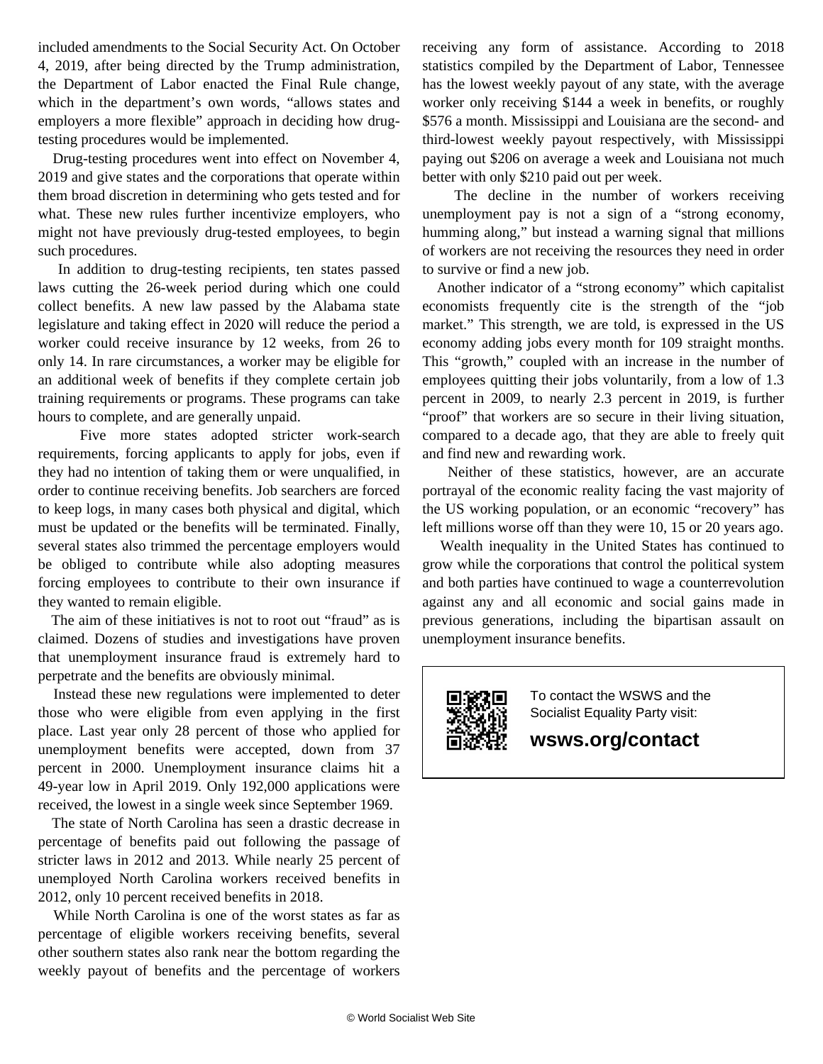included amendments to the Social Security Act. On October 4, 2019, after being directed by the Trump administration, the Department of Labor enacted the Final Rule change, which in the department's own words, "allows states and employers a more flexible" approach in deciding how drug-testing procedures would be implemented.

Drug-testing procedures went into effect on November 4, 2019 and give states and the corporations that operate within them broad discretion in determining who gets tested and for what. These new rules further incentivize employers, who might not have previously drug-tested employees, to begin such procedures.

In addition to drug-testing recipients, ten states passed laws cutting the 26-week period during which one could collect benefits. A new law passed by the Alabama state legislature and taking effect in 2020 will reduce the period a worker could receive insurance by 12 weeks, from 26 to only 14. In rare circumstances, a worker may be eligible for an additional week of benefits if they complete certain job training requirements or programs. These programs can take hours to complete, and are generally unpaid.

Five more states adopted stricter work-search requirements, forcing applicants to apply for jobs, even if they had no intention of taking them or were unqualified, in order to continue receiving benefits. Job searchers are forced to keep logs, in many cases both physical and digital, which must be updated or the benefits will be terminated. Finally, several states also trimmed the percentage employers would be obliged to contribute while also adopting measures forcing employees to contribute to their own insurance if they wanted to remain eligible.

The aim of these initiatives is not to root out "fraud" as is claimed. Dozens of studies and investigations have proven that unemployment insurance fraud is extremely hard to perpetrate and the benefits are obviously minimal.

Instead these new regulations were implemented to deter those who were eligible from even applying in the first place. Last year only 28 percent of those who applied for unemployment benefits were accepted, down from 37 percent in 2000. Unemployment insurance claims hit a 49-year low in April 2019. Only 192,000 applications were received, the lowest in a single week since September 1969.

The state of North Carolina has seen a drastic decrease in percentage of benefits paid out following the passage of stricter laws in 2012 and 2013. While nearly 25 percent of unemployed North Carolina workers received benefits in 2012, only 10 percent received benefits in 2018.

While North Carolina is one of the worst states as far as percentage of eligible workers receiving benefits, several other southern states also rank near the bottom regarding the weekly payout of benefits and the percentage of workers receiving any form of assistance. According to 2018 statistics compiled by the Department of Labor, Tennessee has the lowest weekly payout of any state, with the average worker only receiving $144 a week in benefits, or roughly $576 a month. Mississippi and Louisiana are the second- and third-lowest weekly payout respectively, with Mississippi paying out $206 on average a week and Louisiana not much better with only $210 paid out per week.

The decline in the number of workers receiving unemployment pay is not a sign of a "strong economy, humming along," but instead a warning signal that millions of workers are not receiving the resources they need in order to survive or find a new job.

Another indicator of a "strong economy" which capitalist economists frequently cite is the strength of the "job market." This strength, we are told, is expressed in the US economy adding jobs every month for 109 straight months. This "growth," coupled with an increase in the number of employees quitting their jobs voluntarily, from a low of 1.3 percent in 2009, to nearly 2.3 percent in 2019, is further "proof" that workers are so secure in their living situation, compared to a decade ago, that they are able to freely quit and find new and rewarding work.

Neither of these statistics, however, are an accurate portrayal of the economic reality facing the vast majority of the US working population, or an economic "recovery" has left millions worse off than they were 10, 15 or 20 years ago.

Wealth inequality in the United States has continued to grow while the corporations that control the political system and both parties have continued to wage a counterrevolution against any and all economic and social gains made in previous generations, including the bipartisan assault on unemployment insurance benefits.

To contact the WSWS and the Socialist Equality Party visit:

**wsws.org/contact**